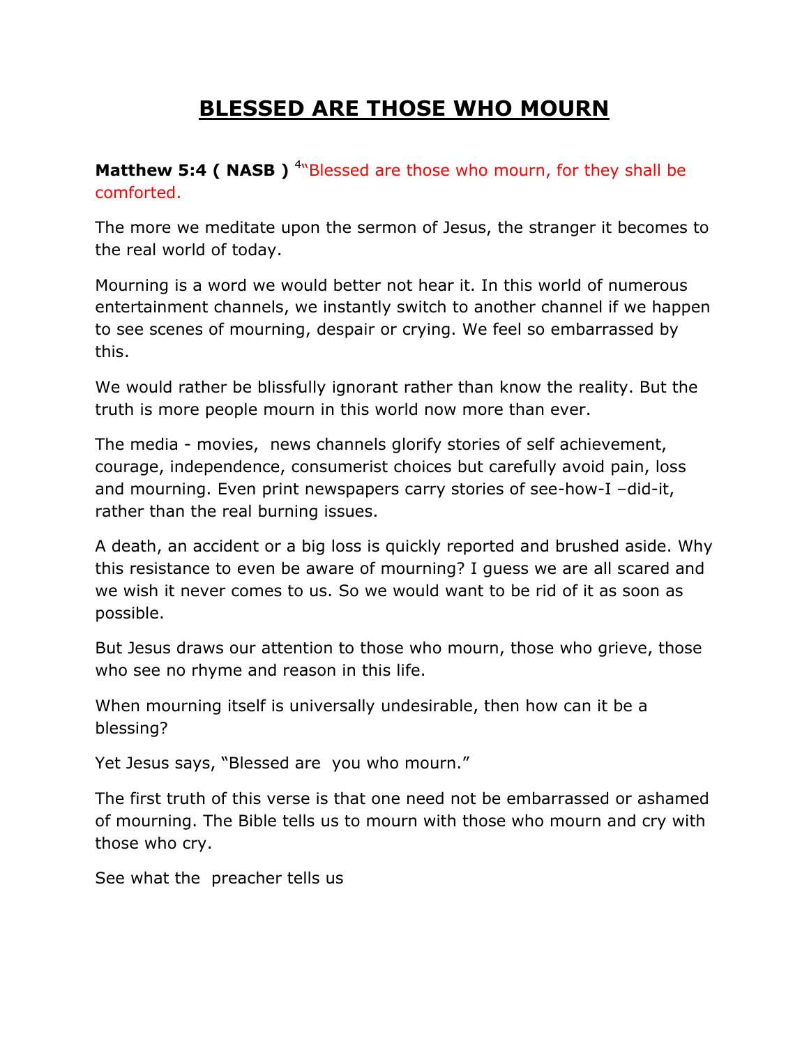# BLESSED ARE THOSE WHO MOURN

**Matthew 5:4 ( NASB )** [4]"Blessed are those who mourn, for they shall be comforted.

The more we meditate upon the sermon of Jesus, the stranger it becomes to the real world of today.

Mourning is a word we would better not hear it. In this world of numerous entertainment channels, we instantly switch to another channel if we happen to see scenes of mourning, despair or crying. We feel so embarrassed by this.

We would rather be blissfully ignorant rather than know the reality. But the truth is more people mourn in this world now more than ever.

The media - movies, news channels glorify stories of self achievement, courage, independence, consumerist choices but carefully avoid pain, loss and mourning. Even print newspapers carry stories of see-how-I –did-it, rather than the real burning issues.

A death, an accident or a big loss is quickly reported and brushed aside. Why this resistance to even be aware of mourning? I guess we are all scared and we wish it never comes to us. So we would want to be rid of it as soon as possible.

But Jesus draws our attention to those who mourn, those who grieve, those who see no rhyme and reason in this life.

When mourning itself is universally undesirable, then how can it be a blessing?

Yet Jesus says, "Blessed are you who mourn."

The first truth of this verse is that one need not be embarrassed or ashamed of mourning. The Bible tells us to mourn with those who mourn and cry with those who cry.

See what the preacher tells us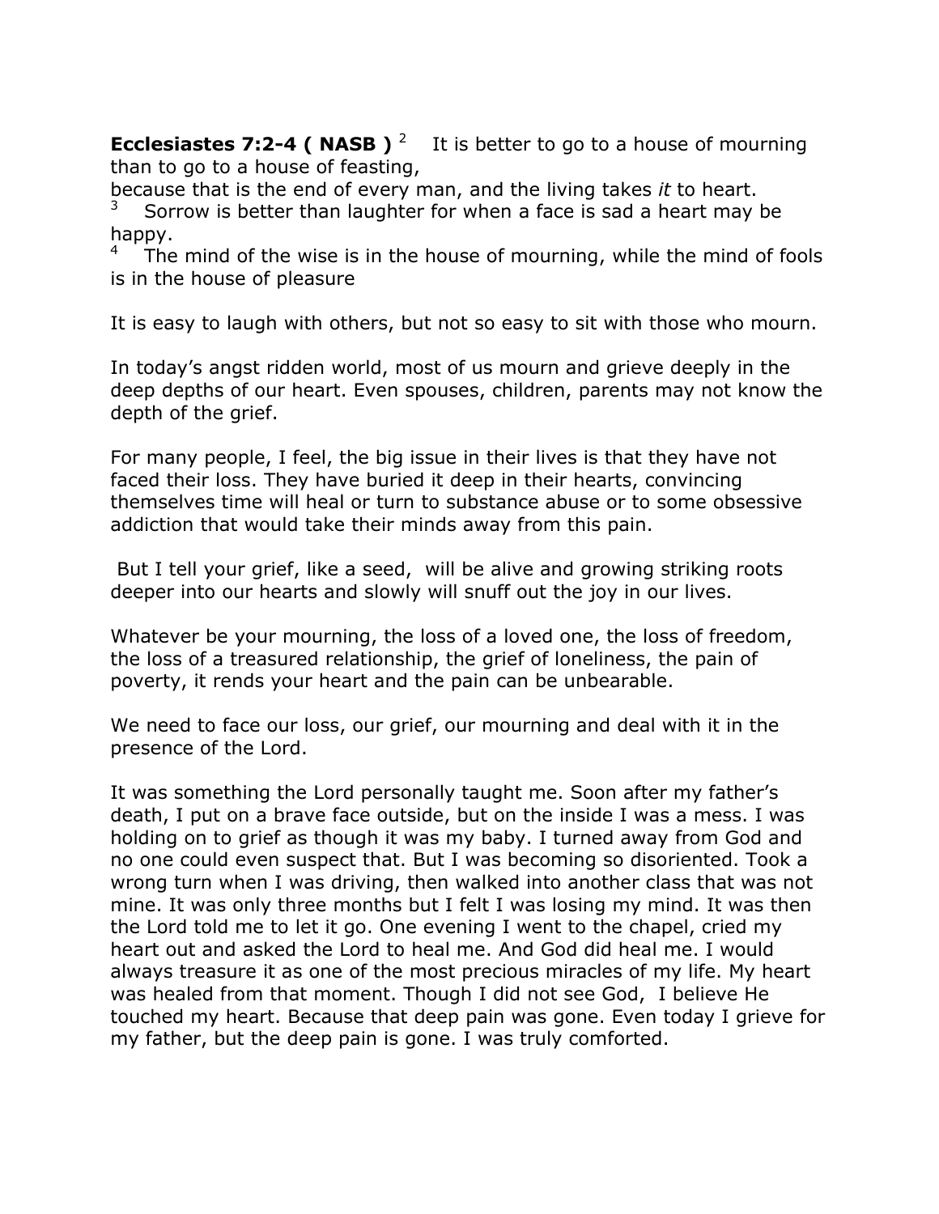**Ecclesiastes 7:2-4 ( NASB )** [2] It is better to go to a house of mourning than to go to a house of feasting,
because that is the end of every man, and the living takes *it* to heart.
[3] Sorrow is better than laughter for when a face is sad a heart may be happy.
[4] The mind of the wise is in the house of mourning, while the mind of fools is in the house of pleasure

It is easy to laugh with others, but not so easy to sit with those who mourn.

In today's angst ridden world, most of us mourn and grieve deeply in the deep depths of our heart. Even spouses, children, parents may not know the depth of the grief.

For many people, I feel, the big issue in their lives is that they have not faced their loss. They have buried it deep in their hearts, convincing themselves time will heal or turn to substance abuse or to some obsessive addiction that would take their minds away from this pain.

But I tell your grief, like a seed, will be alive and growing striking roots deeper into our hearts and slowly will snuff out the joy in our lives.

Whatever be your mourning, the loss of a loved one, the loss of freedom, the loss of a treasured relationship, the grief of loneliness, the pain of poverty, it rends your heart and the pain can be unbearable.

We need to face our loss, our grief, our mourning and deal with it in the presence of the Lord.

It was something the Lord personally taught me. Soon after my father's death, I put on a brave face outside, but on the inside I was a mess. I was holding on to grief as though it was my baby. I turned away from God and no one could even suspect that. But I was becoming so disoriented. Took a wrong turn when I was driving, then walked into another class that was not mine. It was only three months but I felt I was losing my mind. It was then the Lord told me to let it go. One evening I went to the chapel, cried my heart out and asked the Lord to heal me. And God did heal me. I would always treasure it as one of the most precious miracles of my life. My heart was healed from that moment. Though I did not see God, I believe He touched my heart. Because that deep pain was gone. Even today I grieve for my father, but the deep pain is gone. I was truly comforted.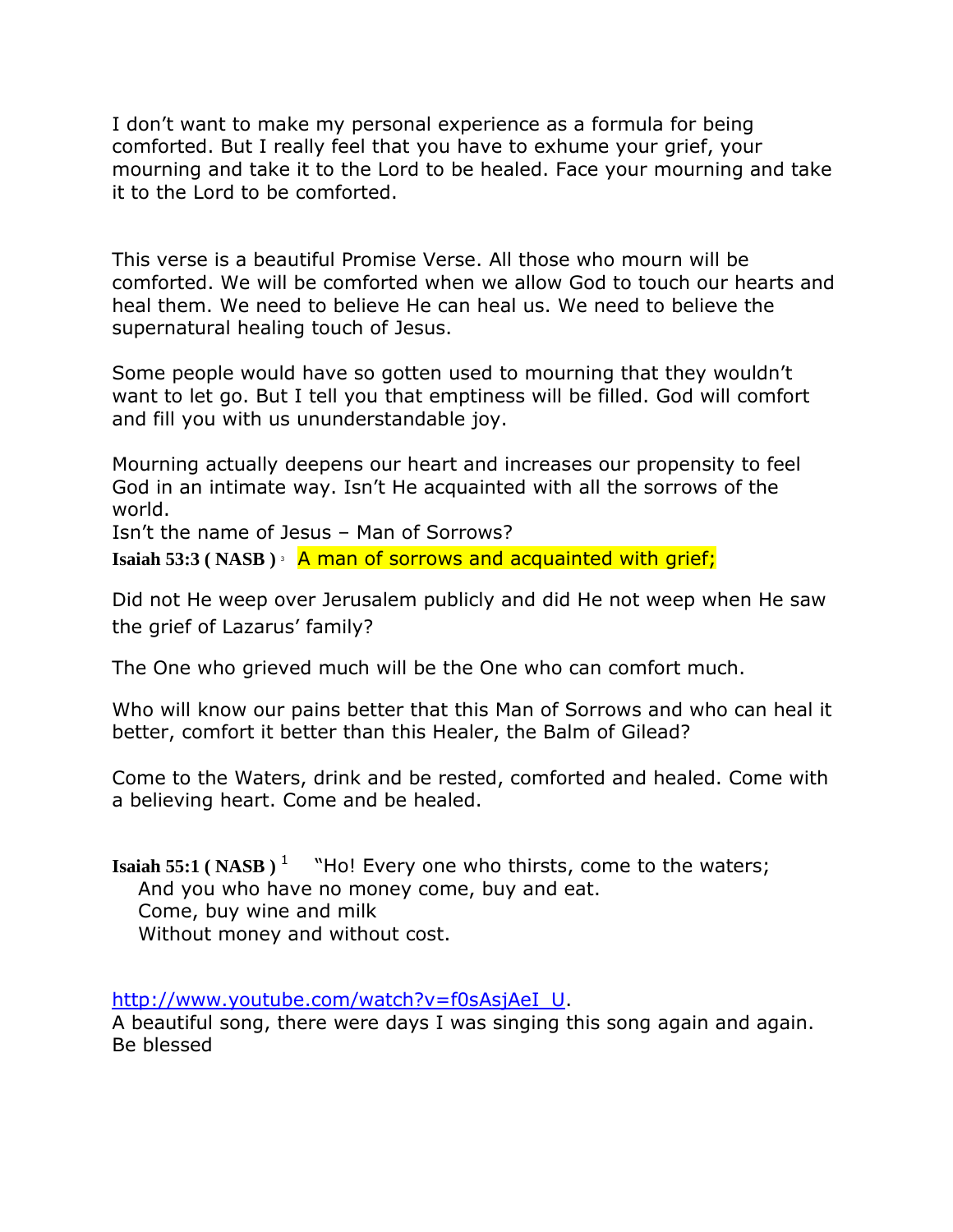I don't want to make my personal experience as a formula for being comforted. But I really feel that you have to exhume your grief, your mourning and take it to the Lord to be healed. Face your mourning and take it to the Lord to be comforted.

This verse is a beautiful Promise Verse. All those who mourn will be comforted. We will be comforted when we allow God to touch our hearts and heal them. We need to believe He can heal us. We need to believe the supernatural healing touch of Jesus.

Some people would have so gotten used to mourning that they wouldn't want to let go. But I tell you that emptiness will be filled. God will comfort and fill you with us ununderstandable joy.

Mourning actually deepens our heart and increases our propensity to feel God in an intimate way. Isn't He acquainted with all the sorrows of the world.
Isn't the name of Jesus – Man of Sorrows?

**Isaiah 53:3 ( NASB )** [3] A man of sorrows and acquainted with grief;

Did not He weep over Jerusalem publicly and did He not weep when He saw the grief of Lazarus' family?

The One who grieved much will be the One who can comfort much.

Who will know our pains better that this Man of Sorrows and who can heal it better, comfort it better than this Healer, the Balm of Gilead?

Come to the Waters, drink and be rested, comforted and healed. Come with a believing heart. Come and be healed.

**Isaiah 55:1 ( NASB )** [1] "Ho! Every one who thirsts, come to the waters;
And you who have no money come, buy and eat.
Come, buy wine and milk
Without money and without cost.

http://www.youtube.com/watch?v=f0sAsjAeI_U.
A beautiful song, there were days I was singing this song again and again.
Be blessed